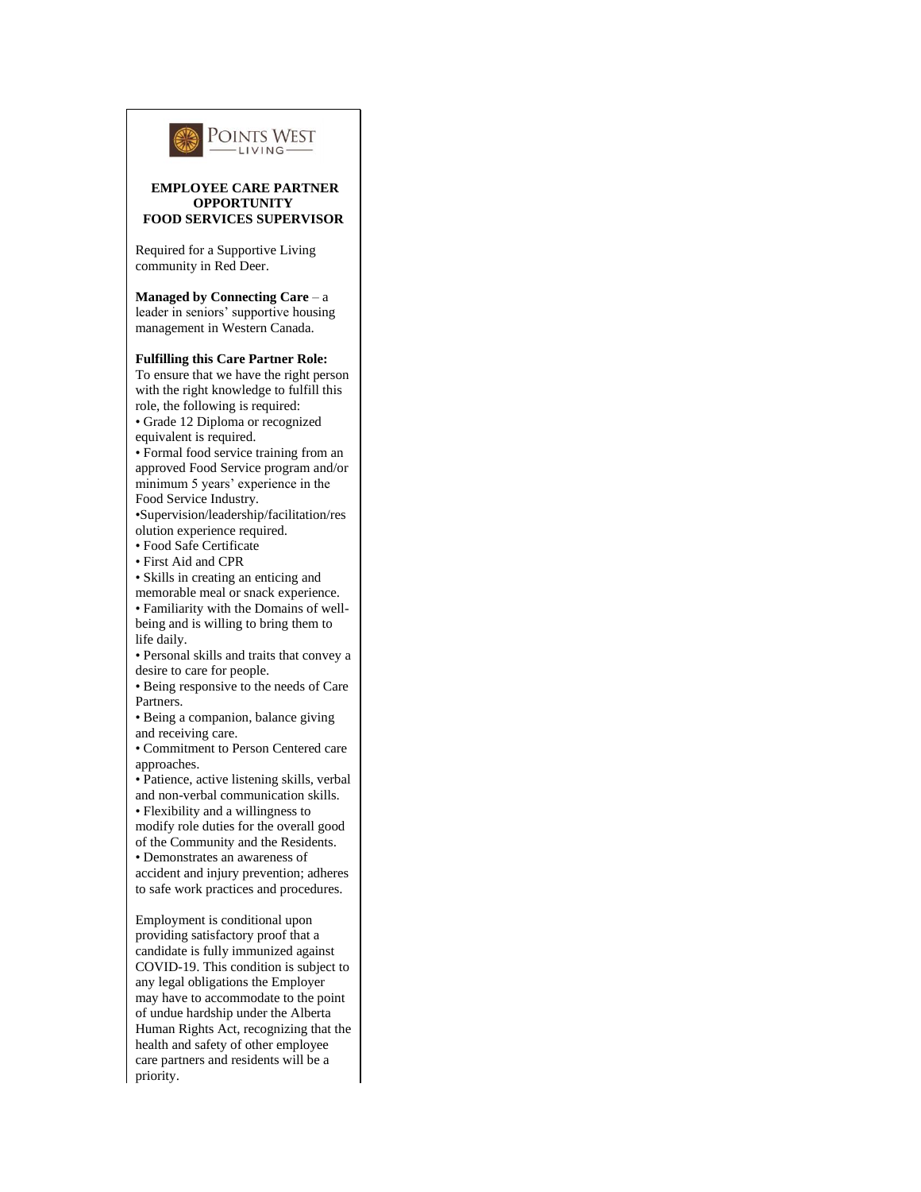POINTS WEST LIVING

**EMPLOYEE CARE PARTNER OPPORTUNITY**
**FOOD SERVICES SUPERVISOR**

Required for a Supportive Living community in Red Deer.

**Managed by Connecting Care** – a leader in seniors' supportive housing management in Western Canada.

**Fulfilling this Care Partner Role:**
To ensure that we have the right person with the right knowledge to fulfill this role, the following is required:

- Grade 12 Diploma or recognized equivalent is required.
- Formal food service training from an approved Food Service program and/or minimum 5 years' experience in the Food Service Industry.
- Supervision/leadership/facilitation/resolution experience required.
- Food Safe Certificate
- First Aid and CPR
- Skills in creating an enticing and memorable meal or snack experience.
- Familiarity with the Domains of well-being and is willing to bring them to life daily.
- Personal skills and traits that convey a desire to care for people.
- Being responsive to the needs of Care Partners.
- Being a companion, balance giving and receiving care.
- Commitment to Person Centered care approaches.
- Patience, active listening skills, verbal and non-verbal communication skills.
- Flexibility and a willingness to modify role duties for the overall good of the Community and the Residents.
- Demonstrates an awareness of accident and injury prevention; adheres to safe work practices and procedures.

Employment is conditional upon providing satisfactory proof that a candidate is fully immunized against COVID-19. This condition is subject to any legal obligations the Employer may have to accommodate to the point of undue hardship under the Alberta Human Rights Act, recognizing that the health and safety of other employee care partners and residents will be a priority.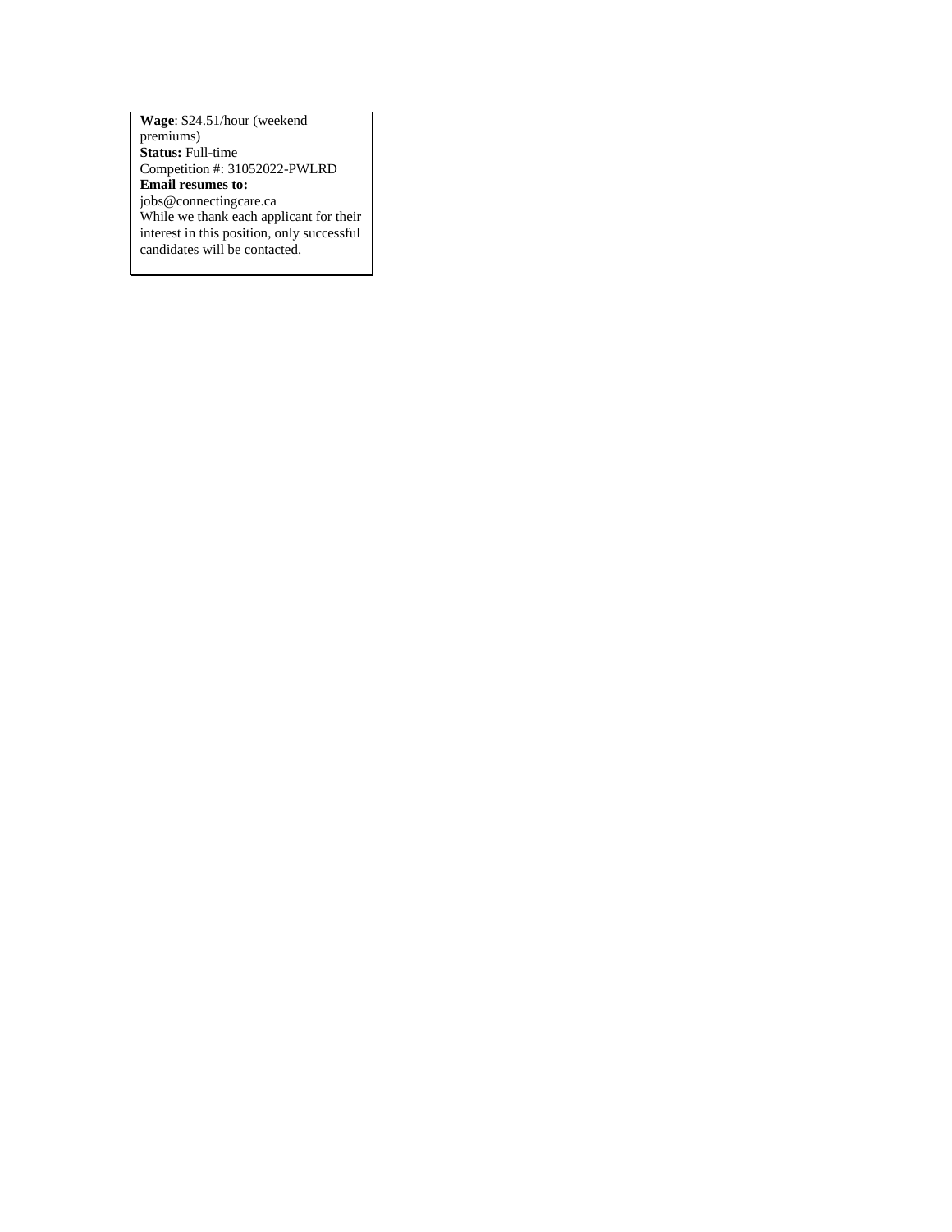**Wage**: $24.51/hour (weekend premiums)
**Status:** Full-time
Competition #: 31052022-PWLRD
**Email resumes to:**
jobs@connectingcare.ca
While we thank each applicant for their interest in this position, only successful candidates will be contacted.